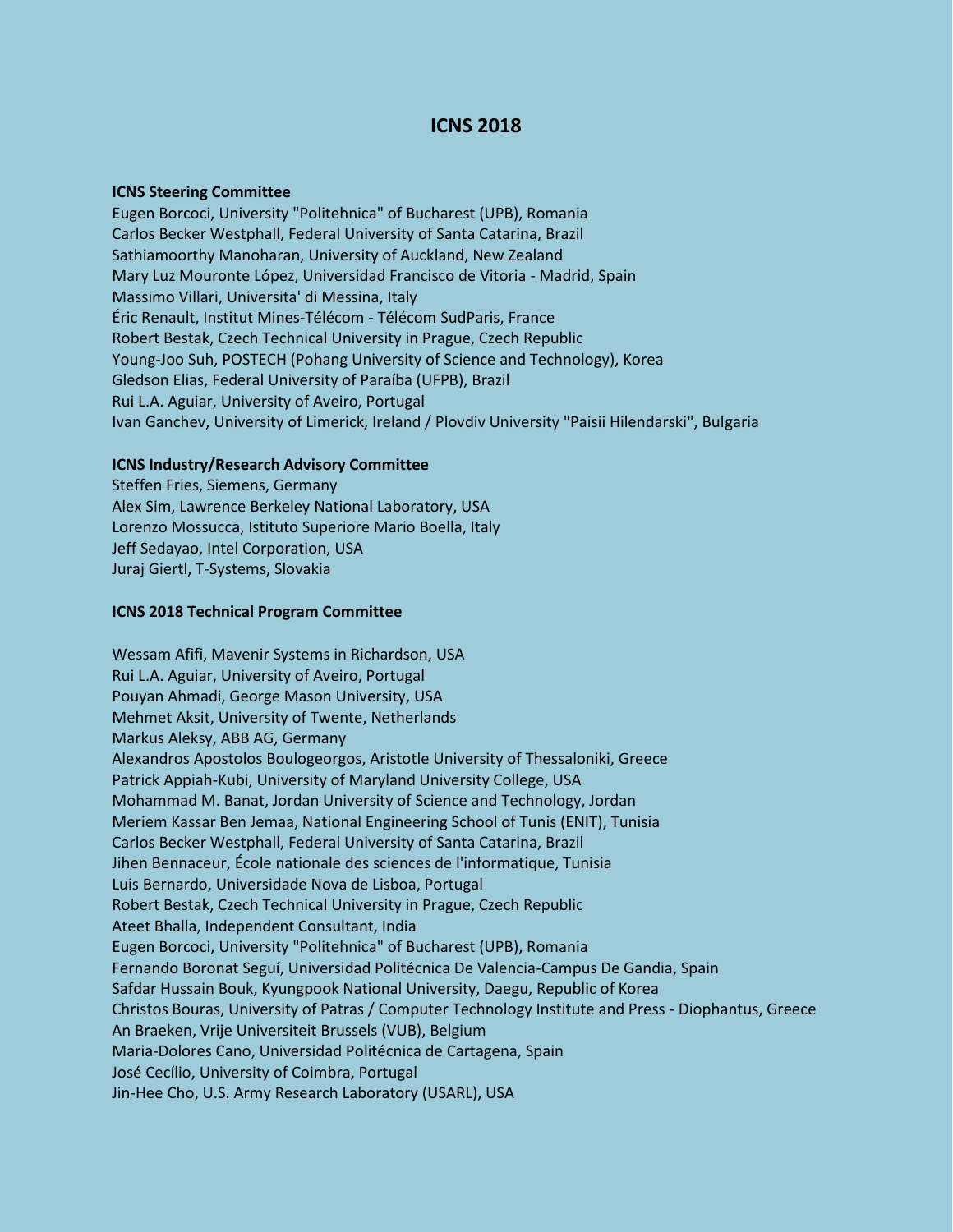# ICNS 2018

**ICNS Steering Committee**

Eugen Borcoci, University "Politehnica" of Bucharest (UPB), Romania
Carlos Becker Westphall, Federal University of Santa Catarina, Brazil
Sathiamoorthy Manoharan, University of Auckland, New Zealand
Mary Luz Mouronte López, Universidad Francisco de Vitoria - Madrid, Spain
Massimo Villari, Universita' di Messina, Italy
Éric Renault, Institut Mines-Télécom - Télécom SudParis, France
Robert Bestak, Czech Technical University in Prague, Czech Republic
Young-Joo Suh, POSTECH (Pohang University of Science and Technology), Korea
Gledson Elias, Federal University of Paraíba (UFPB), Brazil
Rui L.A. Aguiar, University of Aveiro, Portugal
Ivan Ganchev, University of Limerick, Ireland / Plovdiv University "Paisii Hilendarski", Bulgaria

**ICNS Industry/Research Advisory Committee**

Steffen Fries, Siemens, Germany
Alex Sim, Lawrence Berkeley National Laboratory, USA
Lorenzo Mossucca, Istituto Superiore Mario Boella, Italy
Jeff Sedayao, Intel Corporation, USA
Juraj Giertl, T-Systems, Slovakia

**ICNS 2018 Technical Program Committee**

Wessam Afifi, Mavenir Systems in Richardson, USA
Rui L.A. Aguiar, University of Aveiro, Portugal
Pouyan Ahmadi, George Mason University, USA
Mehmet Aksit, University of Twente, Netherlands
Markus Aleksy, ABB AG, Germany
Alexandros Apostolos Boulogeorgos, Aristotle University of Thessaloniki, Greece
Patrick Appiah-Kubi, University of Maryland University College, USA
Mohammad M. Banat, Jordan University of Science and Technology, Jordan
Meriem Kassar Ben Jemaa, National Engineering School of Tunis (ENIT), Tunisia
Carlos Becker Westphall, Federal University of Santa Catarina, Brazil
Jihen Bennaceur, École nationale des sciences de l'informatique, Tunisia
Luis Bernardo, Universidade Nova de Lisboa, Portugal
Robert Bestak, Czech Technical University in Prague, Czech Republic
Ateet Bhalla, Independent Consultant, India
Eugen Borcoci, University "Politehnica" of Bucharest (UPB), Romania
Fernando Boronat Seguí, Universidad Politécnica De Valencia-Campus De Gandia, Spain
Safdar Hussain Bouk, Kyungpook National University, Daegu, Republic of Korea
Christos Bouras, University of Patras / Computer Technology Institute and Press - Diophantus, Greece
An Braeken, Vrije Universiteit Brussels (VUB), Belgium
Maria-Dolores Cano, Universidad Politécnica de Cartagena, Spain
José Cecílio, University of Coimbra, Portugal
Jin-Hee Cho, U.S. Army Research Laboratory (USARL), USA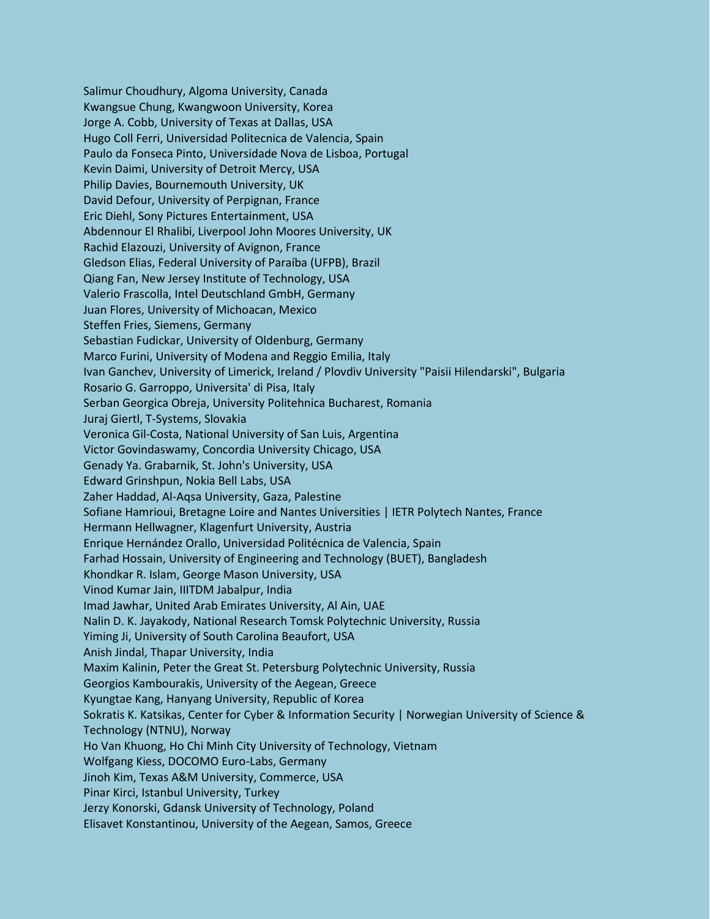Salimur Choudhury, Algoma University, Canada
Kwangsue Chung, Kwangwoon University, Korea
Jorge A. Cobb, University of Texas at Dallas, USA
Hugo Coll Ferri, Universidad Politecnica de Valencia, Spain
Paulo da Fonseca Pinto, Universidade Nova de Lisboa, Portugal
Kevin Daimi, University of Detroit Mercy, USA
Philip Davies, Bournemouth University, UK
David Defour, University of Perpignan, France
Eric Diehl, Sony Pictures Entertainment, USA
Abdennour El Rhalibi, Liverpool John Moores University, UK
Rachid Elazouzi, University of Avignon, France
Gledson Elias, Federal University of Paraíba (UFPB), Brazil
Qiang Fan, New Jersey Institute of Technology, USA
Valerio Frascolla, Intel Deutschland GmbH, Germany
Juan Flores, University of Michoacan, Mexico
Steffen Fries, Siemens, Germany
Sebastian Fudickar, University of Oldenburg, Germany
Marco Furini, University of Modena and Reggio Emilia, Italy
Ivan Ganchev, University of Limerick, Ireland / Plovdiv University "Paisii Hilendarski", Bulgaria
Rosario G. Garroppo, Universita' di Pisa, Italy
Serban Georgica Obreja, University Politehnica Bucharest, Romania
Juraj Giertl, T-Systems, Slovakia
Veronica Gil-Costa, National University of San Luis, Argentina
Victor Govindaswamy, Concordia University Chicago, USA
Genady Ya. Grabarnik, St. John's University, USA
Edward Grinshpun, Nokia Bell Labs, USA
Zaher Haddad, Al-Aqsa University, Gaza, Palestine
Sofiane Hamrioui, Bretagne Loire and Nantes Universities | IETR Polytech Nantes, France
Hermann Hellwagner, Klagenfurt University, Austria
Enrique Hernández Orallo, Universidad Politécnica de Valencia, Spain
Farhad Hossain, University of Engineering and Technology (BUET), Bangladesh
Khondkar R. Islam, George Mason University, USA
Vinod Kumar Jain, IIITDM Jabalpur, India
Imad Jawhar, United Arab Emirates University, Al Ain, UAE
Nalin D. K. Jayakody, National Research Tomsk Polytechnic University, Russia
Yiming Ji, University of South Carolina Beaufort, USA
Anish Jindal, Thapar University, India
Maxim Kalinin, Peter the Great St. Petersburg Polytechnic University, Russia
Georgios Kambourakis, University of the Aegean, Greece
Kyungtae Kang, Hanyang University, Republic of Korea
Sokratis K. Katsikas, Center for Cyber & Information Security | Norwegian University of Science & Technology (NTNU), Norway
Ho Van Khuong, Ho Chi Minh City University of Technology, Vietnam
Wolfgang Kiess, DOCOMO Euro-Labs, Germany
Jinoh Kim, Texas A&M University, Commerce, USA
Pinar Kirci, Istanbul University, Turkey
Jerzy Konorski, Gdansk University of Technology, Poland
Elisavet Konstantinou, University of the Aegean, Samos, Greece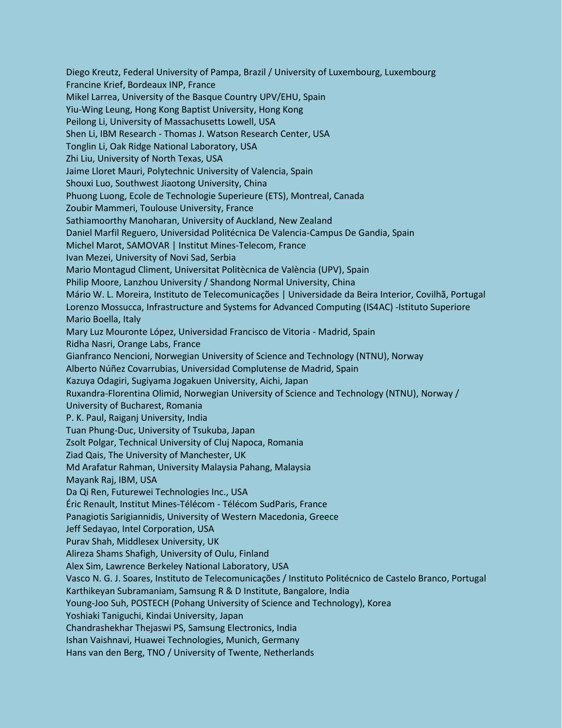Diego Kreutz, Federal University of Pampa, Brazil / University of Luxembourg, Luxembourg
Francine Krief, Bordeaux INP, France
Mikel Larrea, University of the Basque Country UPV/EHU, Spain
Yiu-Wing Leung, Hong Kong Baptist University, Hong Kong
Peilong Li, University of Massachusetts Lowell, USA
Shen Li, IBM Research - Thomas J. Watson Research Center, USA
Tonglin Li, Oak Ridge National Laboratory, USA
Zhi Liu, University of North Texas, USA
Jaime Lloret Mauri, Polytechnic University of Valencia, Spain
Shouxi Luo, Southwest Jiaotong University, China
Phuong Luong, Ecole de Technologie Superieure (ETS), Montreal, Canada
Zoubir Mammeri, Toulouse University, France
Sathiamoorthy Manoharan, University of Auckland, New Zealand
Daniel Marfil Reguero, Universidad Politécnica De Valencia-Campus De Gandia, Spain
Michel Marot, SAMOVAR | Institut Mines-Telecom, France
Ivan Mezei, University of Novi Sad, Serbia
Mario Montagud Climent, Universitat Politècnica de València (UPV), Spain
Philip Moore, Lanzhou University / Shandong Normal University, China
Mário W. L. Moreira, Instituto de Telecomunicações | Universidade da Beira Interior, Covilhã, Portugal
Lorenzo Mossucca, Infrastructure and Systems for Advanced Computing (IS4AC) -Istituto Superiore Mario Boella, Italy
Mary Luz Mouronte López, Universidad Francisco de Vitoria - Madrid, Spain
Ridha Nasri, Orange Labs, France
Gianfranco Nencioni, Norwegian University of Science and Technology (NTNU), Norway
Alberto Núñez Covarrubias, Universidad Complutense de Madrid, Spain
Kazuya Odagiri, Sugiyama Jogakuen University, Aichi, Japan
Ruxandra-Florentina Olimid, Norwegian University of Science and Technology (NTNU), Norway / University of Bucharest, Romania
P. K. Paul, Raiganj University, India
Tuan Phung-Duc, University of Tsukuba, Japan
Zsolt Polgar, Technical University of Cluj Napoca, Romania
Ziad Qais, The University of Manchester, UK
Md Arafatur Rahman, University Malaysia Pahang, Malaysia
Mayank Raj, IBM, USA
Da Qi Ren, Futurewei Technologies Inc., USA
Éric Renault, Institut Mines-Télécom - Télécom SudParis, France
Panagiotis Sarigiannidis, University of Western Macedonia, Greece
Jeff Sedayao, Intel Corporation, USA
Purav Shah, Middlesex University, UK
Alireza Shams Shafigh, University of Oulu, Finland
Alex Sim, Lawrence Berkeley National Laboratory, USA
Vasco N. G. J. Soares, Instituto de Telecomunicações / Instituto Politécnico de Castelo Branco, Portugal
Karthikeyan Subramaniam, Samsung R & D Institute, Bangalore, India
Young-Joo Suh, POSTECH (Pohang University of Science and Technology), Korea
Yoshiaki Taniguchi, Kindai University, Japan
Chandrashekhar Thejaswi PS, Samsung Electronics, India
Ishan Vaishnavi, Huawei Technologies, Munich, Germany
Hans van den Berg, TNO / University of Twente, Netherlands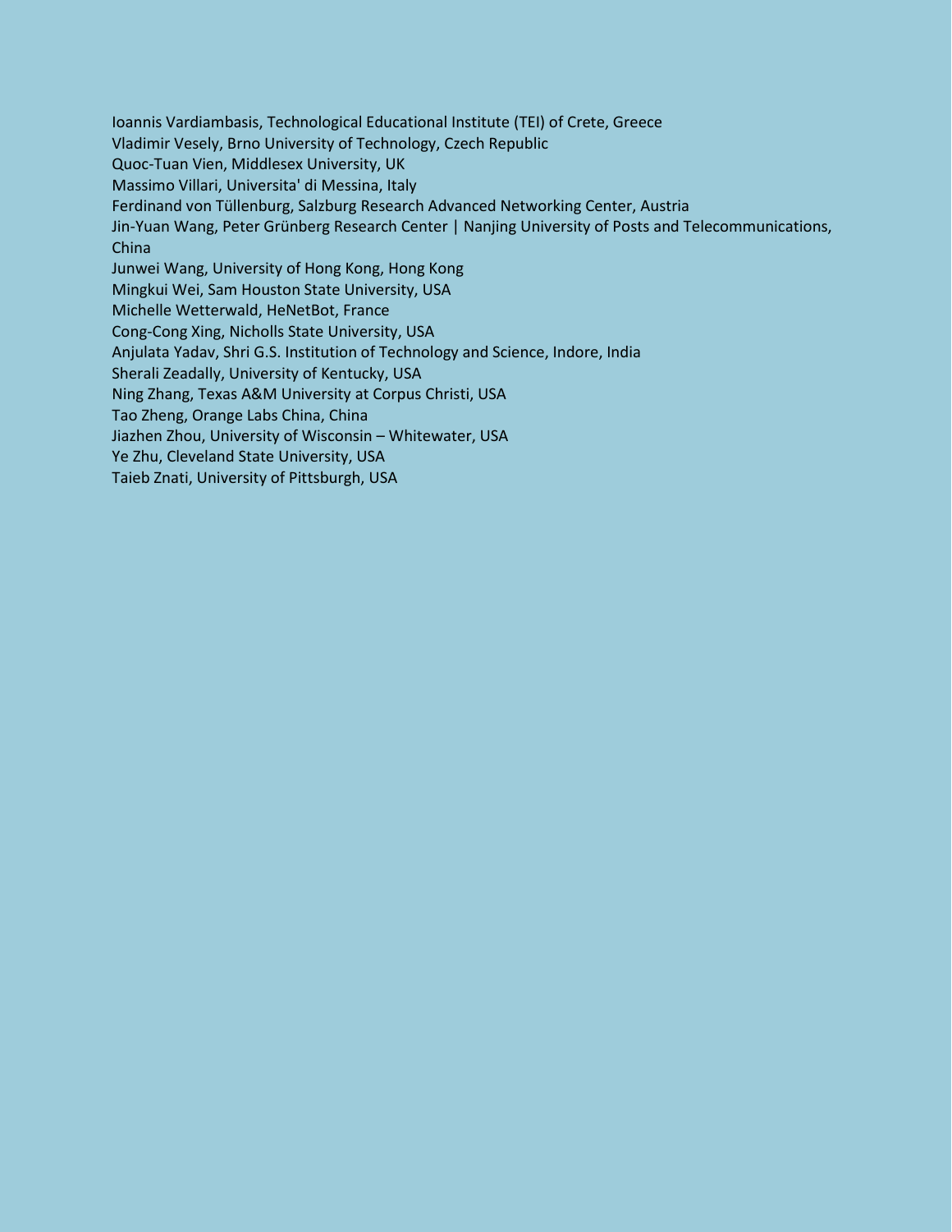Ioannis Vardiambasis, Technological Educational Institute (TEI) of Crete, Greece
Vladimir Vesely, Brno University of Technology, Czech Republic
Quoc-Tuan Vien, Middlesex University, UK
Massimo Villari, Universita' di Messina, Italy
Ferdinand von Tüllenburg, Salzburg Research Advanced Networking Center, Austria
Jin-Yuan Wang, Peter Grünberg Research Center | Nanjing University of Posts and Telecommunications, China
Junwei Wang, University of Hong Kong, Hong Kong
Mingkui Wei, Sam Houston State University, USA
Michelle Wetterwald, HeNetBot, France
Cong-Cong Xing, Nicholls State University, USA
Anjulata Yadav, Shri G.S. Institution of Technology and Science, Indore, India
Sherali Zeadally, University of Kentucky, USA
Ning Zhang, Texas A&M University at Corpus Christi, USA
Tao Zheng, Orange Labs China, China
Jiazhen Zhou, University of Wisconsin – Whitewater, USA
Ye Zhu, Cleveland State University, USA
Taieb Znati, University of Pittsburgh, USA